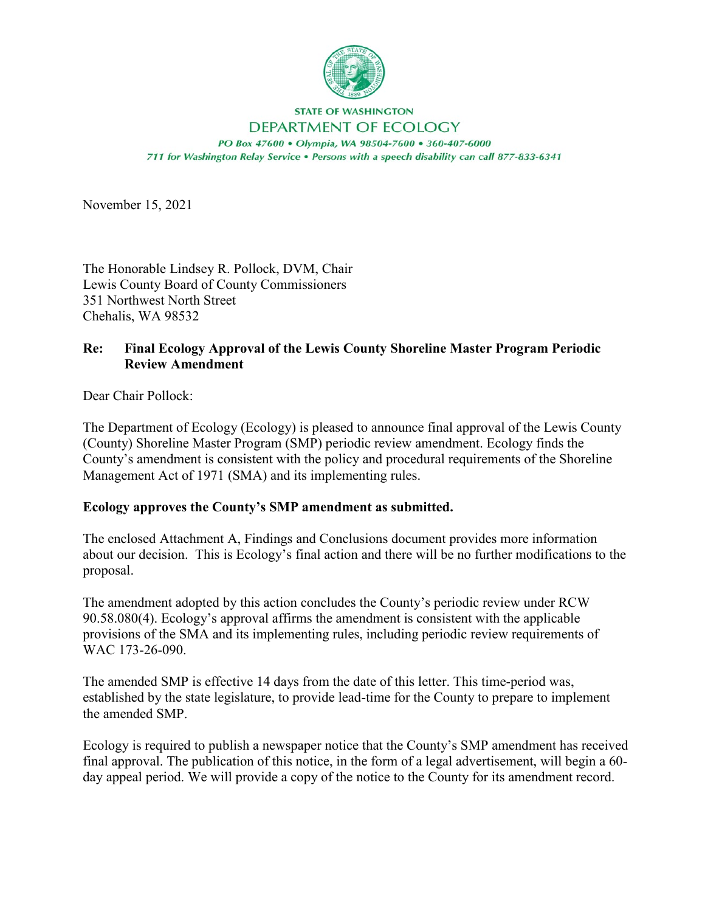STATE OF WASHINGTON
DEPARTMENT OF ECOLOGY

*PO Box 47600 • Olympia, WA 98504-7600 • 360-407-6000*
*711 for Washington Relay Service • Persons with a speech disability can call 877-833-6341*

November 15, 2021

The Honorable Lindsey R. Pollock, DVM, Chair
Lewis County Board of County Commissioners
351 Northwest North Street
Chehalis, WA 98532

**Re: Final Ecology Approval of the Lewis County Shoreline Master Program Periodic Review Amendment**

Dear Chair Pollock:

The Department of Ecology (Ecology) is pleased to announce final approval of the Lewis County (County) Shoreline Master Program (SMP) periodic review amendment. Ecology finds the County's amendment is consistent with the policy and procedural requirements of the Shoreline Management Act of 1971 (SMA) and its implementing rules.

**Ecology approves the County's SMP amendment as submitted.**

The enclosed Attachment A, Findings and Conclusions document provides more information about our decision. This is Ecology's final action and there will be no further modifications to the proposal.

The amendment adopted by this action concludes the County's periodic review under RCW 90.58.080(4). Ecology's approval affirms the amendment is consistent with the applicable provisions of the SMA and its implementing rules, including periodic review requirements of WAC 173-26-090.

The amended SMP is effective 14 days from the date of this letter. This time-period was, established by the state legislature, to provide lead-time for the County to prepare to implement the amended SMP.

Ecology is required to publish a newspaper notice that the County's SMP amendment has received final approval. The publication of this notice, in the form of a legal advertisement, will begin a 60-day appeal period. We will provide a copy of the notice to the County for its amendment record.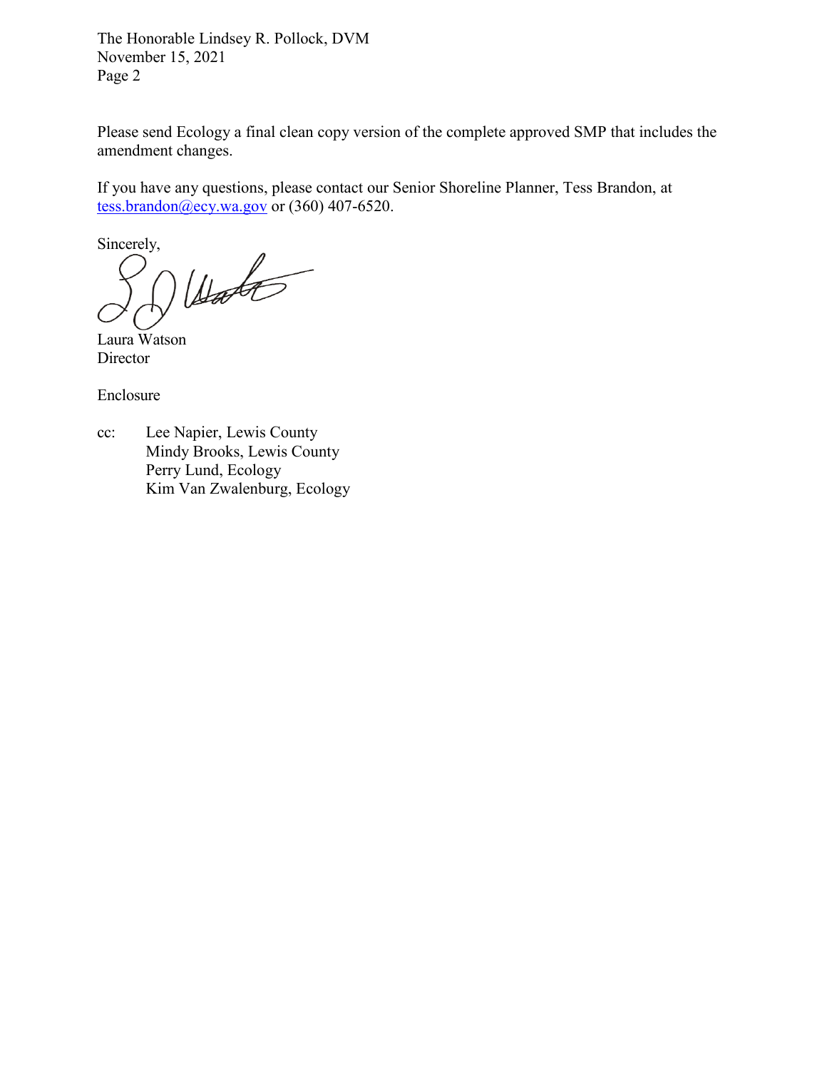Please send Ecology a final clean copy version of the complete approved SMP that includes the amendment changes.

If you have any questions, please contact our Senior Shoreline Planner, Tess Brandon, at tess.brandon@ecy.wa.gov or (360) 407-6520.

Sincerely,

Laura Watson
Director

Enclosure

cc: Lee Napier, Lewis County
Mindy Brooks, Lewis County
Perry Lund, Ecology
Kim Van Zwalenburg, Ecology